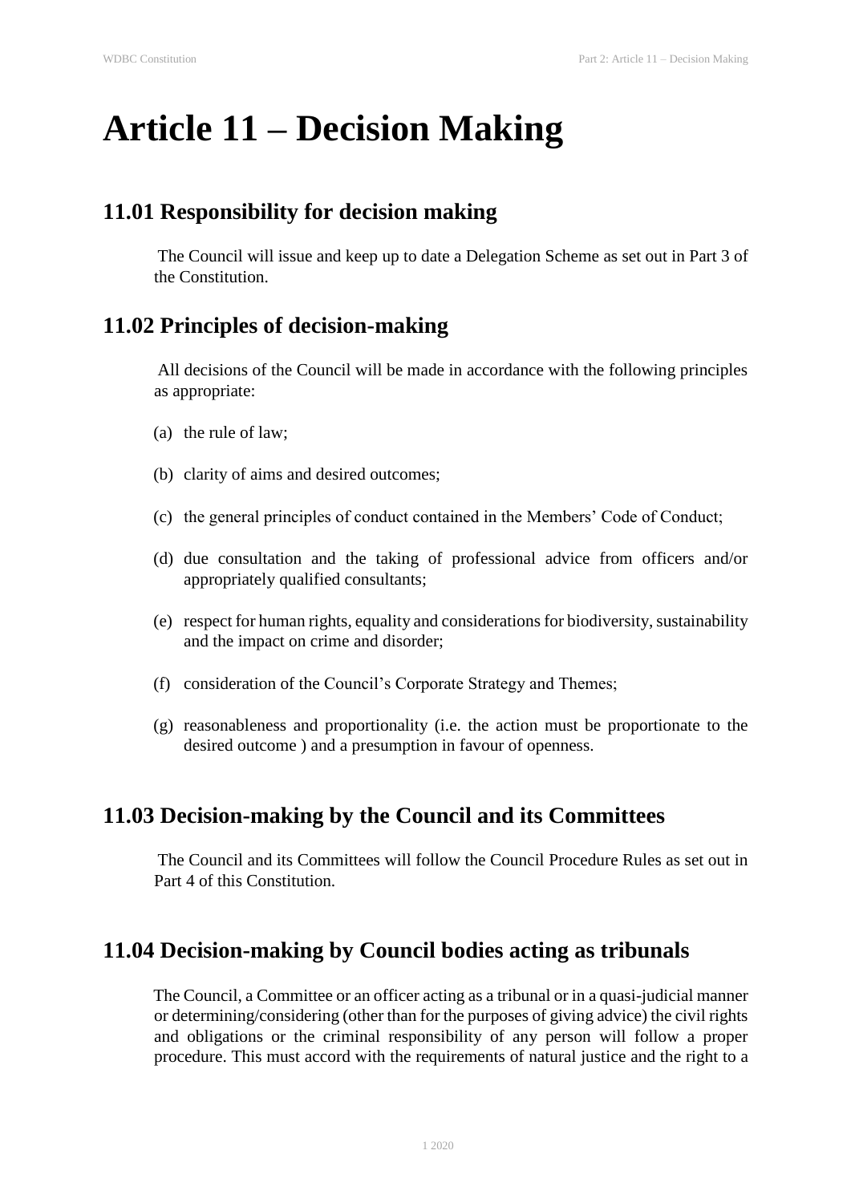# Article 11 – Decision Making

## 11.01 Responsibility for decision making

The Council will issue and keep up to date a Delegation Scheme as set out in Part 3 of the Constitution.

## 11.02 Principles of decision-making

All decisions of the Council will be made in accordance with the following principles as appropriate:

(a) the rule of law;

(b) clarity of aims and desired outcomes;

(c) the general principles of conduct contained in the Members' Code of Conduct;

(d) due consultation and the taking of professional advice from officers and/or appropriately qualified consultants;

(e) respect for human rights, equality and considerations for biodiversity, sustainability and the impact on crime and disorder;

(f) consideration of the Council's Corporate Strategy and Themes;

(g) reasonableness and proportionality (i.e. the action must be proportionate to the desired outcome ) and a presumption in favour of openness.

## 11.03 Decision-making by the Council and its Committees

The Council and its Committees will follow the Council Procedure Rules as set out in Part 4 of this Constitution.

## 11.04 Decision-making by Council bodies acting as tribunals

The Council, a Committee or an officer acting as a tribunal or in a quasi-judicial manner or determining/considering (other than for the purposes of giving advice) the civil rights and obligations or the criminal responsibility of any person will follow a proper procedure. This must accord with the requirements of natural justice and the right to a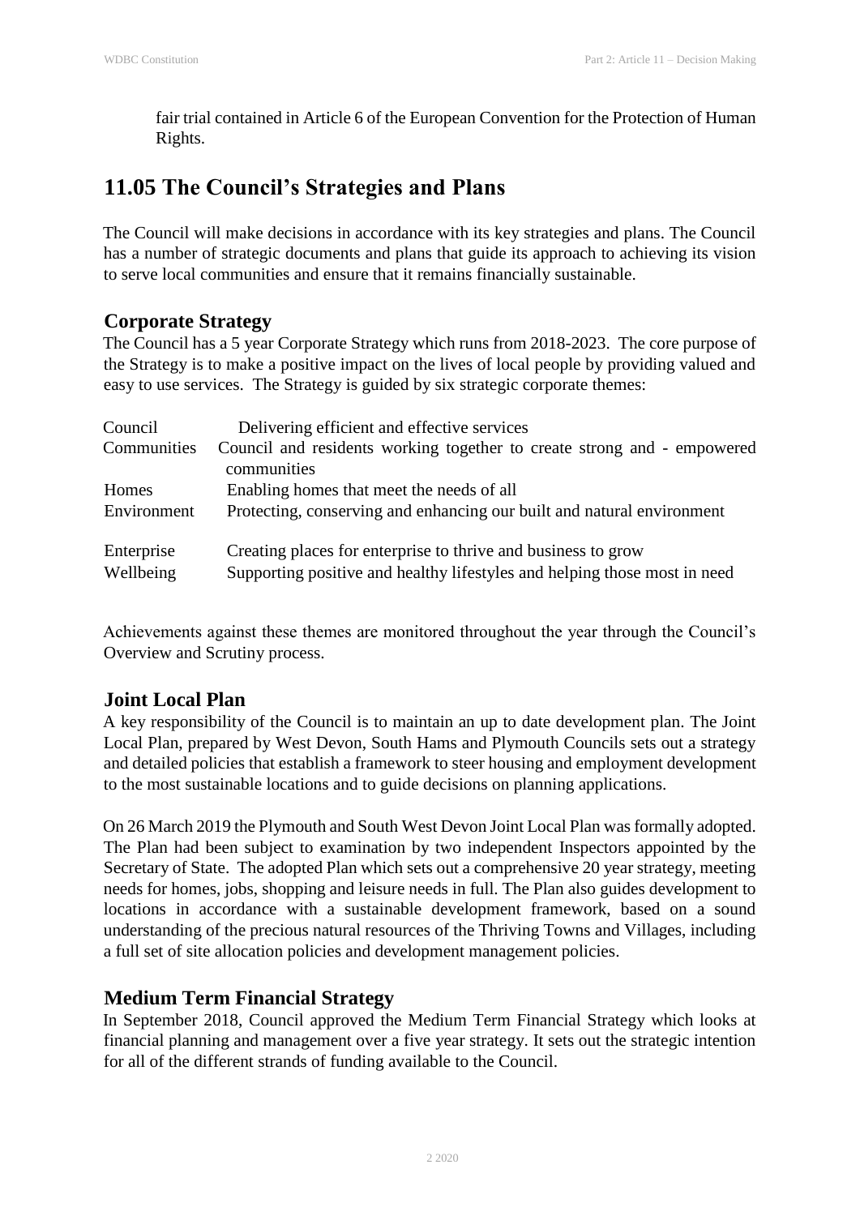fair trial contained in Article 6 of the European Convention for the Protection of Human Rights.

## 11.05 The Council's Strategies and Plans

The Council will make decisions in accordance with its key strategies and plans. The Council has a number of strategic documents and plans that guide its approach to achieving its vision to serve local communities and ensure that it remains financially sustainable.

### Corporate Strategy

The Council has a 5 year Corporate Strategy which runs from 2018-2023. The core purpose of the Strategy is to make a positive impact on the lives of local people by providing valued and easy to use services. The Strategy is guided by six strategic corporate themes:

| | |
|---|---|
| Council | Delivering efficient and effective services |
| Communities | Council and residents working together to create strong and - empowered communities |
| Homes | Enabling homes that meet the needs of all |
| Environment | Protecting, conserving and enhancing our built and natural environment |
| Enterprise | Creating places for enterprise to thrive and business to grow |
| Wellbeing | Supporting positive and healthy lifestyles and helping those most in need |

Achievements against these themes are monitored throughout the year through the Council's Overview and Scrutiny process.

### Joint Local Plan

A key responsibility of the Council is to maintain an up to date development plan. The Joint Local Plan, prepared by West Devon, South Hams and Plymouth Councils sets out a strategy and detailed policies that establish a framework to steer housing and employment development to the most sustainable locations and to guide decisions on planning applications.

On 26 March 2019 the Plymouth and South West Devon Joint Local Plan was formally adopted. The Plan had been subject to examination by two independent Inspectors appointed by the Secretary of State. The adopted Plan which sets out a comprehensive 20 year strategy, meeting needs for homes, jobs, shopping and leisure needs in full. The Plan also guides development to locations in accordance with a sustainable development framework, based on a sound understanding of the precious natural resources of the Thriving Towns and Villages, including a full set of site allocation policies and development management policies.

### Medium Term Financial Strategy

In September 2018, Council approved the Medium Term Financial Strategy which looks at financial planning and management over a five year strategy. It sets out the strategic intention for all of the different strands of funding available to the Council.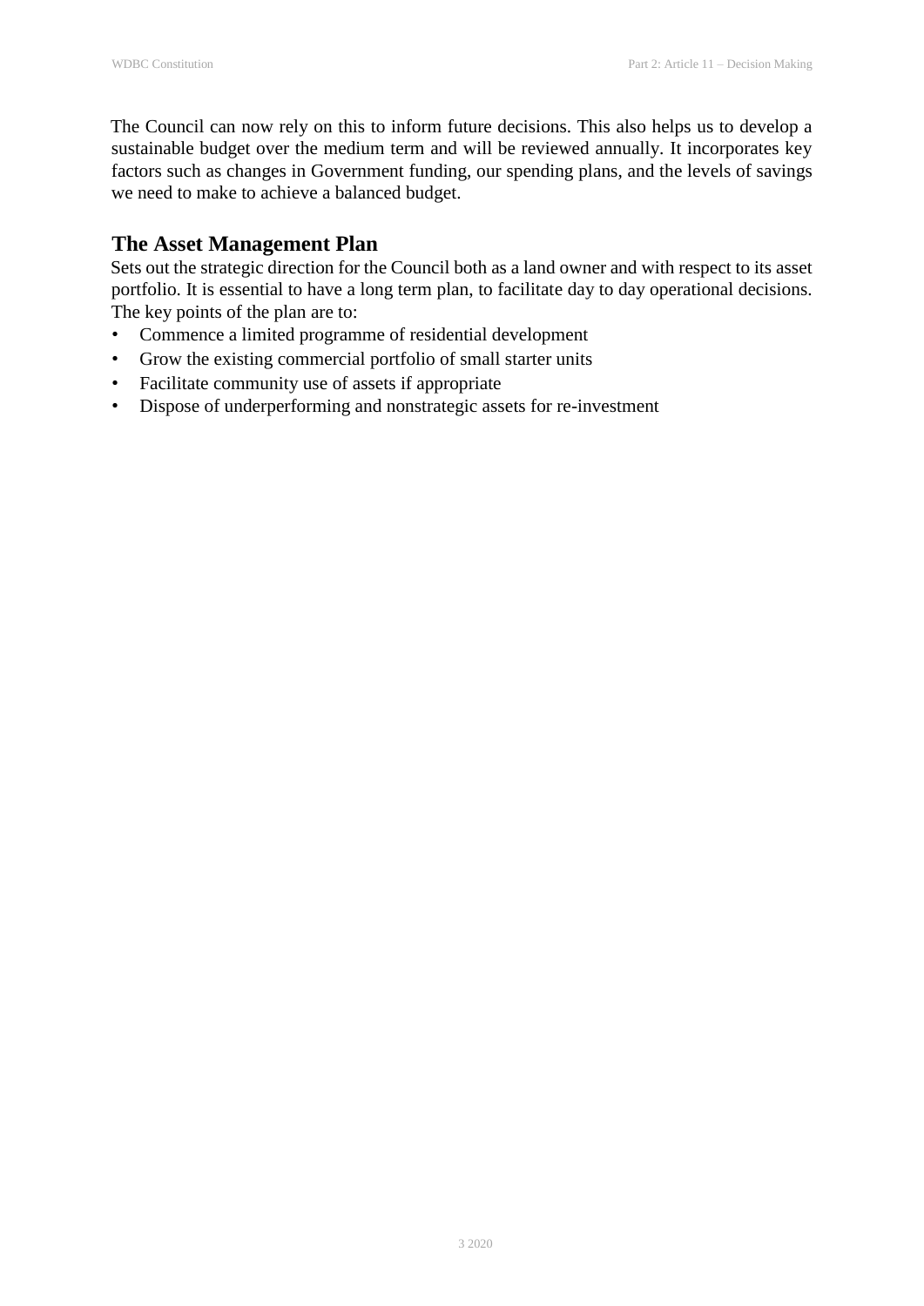The Council can now rely on this to inform future decisions. This also helps us to develop a sustainable budget over the medium term and will be reviewed annually. It incorporates key factors such as changes in Government funding, our spending plans, and the levels of savings we need to make to achieve a balanced budget.

## The Asset Management Plan

Sets out the strategic direction for the Council both as a land owner and with respect to its asset portfolio. It is essential to have a long term plan, to facilitate day to day operational decisions. The key points of the plan are to:

- Commence a limited programme of residential development
- Grow the existing commercial portfolio of small starter units
- Facilitate community use of assets if appropriate
- Dispose of underperforming and nonstrategic assets for re-investment